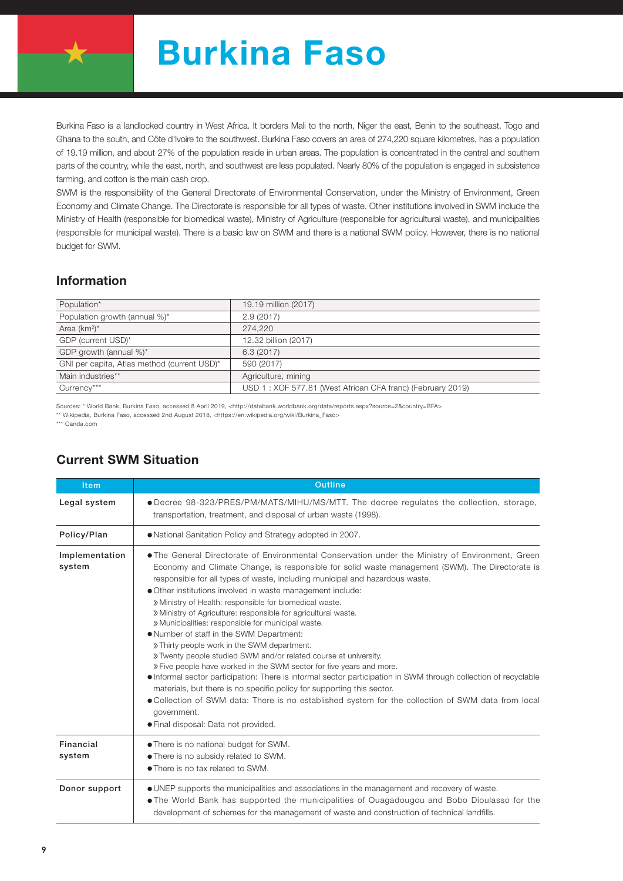# Burkina Faso

Burkina Faso is a landlocked country in West Africa. It borders Mali to the north, Niger the east, Benin to the southeast, Togo and Ghana to the south, and Côte d'Ivoire to the southwest. Burkina Faso covers an area of 274,220 square kilometres, has a population of 19.19 million, and about 27% of the population reside in urban areas. The population is concentrated in the central and southern parts of the country, while the east, north, and southwest are less populated. Nearly 80% of the population is engaged in subsistence farming, and cotton is the main cash crop.

SWM is the responsibility of the General Directorate of Environmental Conservation, under the Ministry of Environment, Green Economy and Climate Change. The Directorate is responsible for all types of waste. Other institutions involved in SWM include the Ministry of Health (responsible for biomedical waste), Ministry of Agriculture (responsible for agricultural waste), and municipalities (responsible for municipal waste). There is a basic law on SWM and there is a national SWM policy. However, there is no national budget for SWM.

## Information

| | |
|---|---|
| Population* | 19.19 million (2017) |
| Population growth (annual %)* | 2.9 (2017) |
| Area (km²)* | 274,220 |
| GDP (current USD)* | 12.32 billion (2017) |
| GDP growth (annual %)* | 6.3 (2017) |
| GNI per capita, Atlas method (current USD)* | 590 (2017) |
| Main industries** | Agriculture, mining |
| Currency*** | USD 1 : XOF 577.81 (West African CFA franc) (February 2019) |

Sources: * World Bank, Burkina Faso, accessed 8 April 2019, <http://databank.worldbank.org/data/reports.aspx?source=2&country=BFA>
** Wikipedia, Burkina Faso, accessed 2nd August 2018, <https://en.wikipedia.org/wiki/Burkina_Faso>
*** Oanda.com

## Current SWM Situation

| Item | Outline |
|---|---|
| **Legal system** | ● Decree 98-323/PRES/PM/MATS/MIHU/MS/MTT. The decree regulates the collection, storage, transportation, treatment, and disposal of urban waste (1998). |
| **Policy/Plan** | ● National Sanitation Policy and Strategy adopted in 2007. |
| **Implementation system** | ● The General Directorate of Environmental Conservation under the Ministry of Environment, Green Economy and Climate Change, is responsible for solid waste management (SWM). The Directorate is responsible for all types of waste, including municipal and hazardous waste.<br>● Other institutions involved in waste management include:<br>» Ministry of Health: responsible for biomedical waste.<br>» Ministry of Agriculture: responsible for agricultural waste.<br>» Municipalities: responsible for municipal waste.<br>● Number of staff in the SWM Department:<br>» Thirty people work in the SWM department.<br>» Twenty people studied SWM and/or related course at university.<br>» Five people have worked in the SWM sector for five years and more.<br>● Informal sector participation: There is informal sector participation in SWM through collection of recyclable materials, but there is no specific policy for supporting this sector.<br>● Collection of SWM data: There is no established system for the collection of SWM data from local government.<br>● Final disposal: Data not provided. |
| **Financial system** | ● There is no national budget for SWM.<br>● There is no subsidy related to SWM.<br>● There is no tax related to SWM. |
| **Donor support** | ● UNEP supports the municipalities and associations in the management and recovery of waste.<br>● The World Bank has supported the municipalities of Ouagadougou and Bobo Dioulasso for the development of schemes for the management of waste and construction of technical landfills. |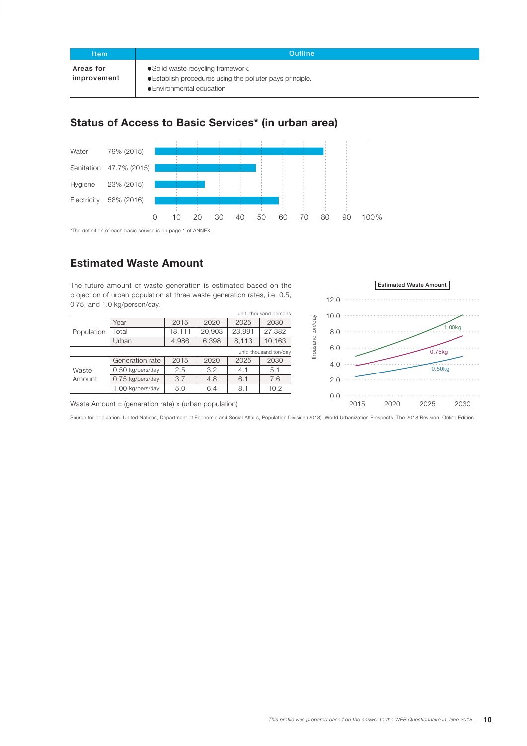| Item | Outline |
| --- | --- |
| Areas for improvement | ● Solid waste recycling framework.<br>● Establish procedures using the polluter pays principle.<br>● Environmental education. |

## Status of Access to Basic Services* (in urban area)

Water 79% (2015)

Sanitation 47.7% (2015)

Hygiene 23% (2015)

Electricity 58% (2016)

0 10 20 30 40 50 60 70 80 90 100 %

*The definition of each basic service is on page 1 of ANNEX.

## Estimated Waste Amount

The future amount of waste generation is estimated based on the projection of urban population at three waste generation rates, i.e. 0.5, 0.75, and 1.0 kg/person/day.

unit: thousand persons

| | Year | 2015 | 2020 | 2025 | 2030 |
| --- | --- | --- | --- | --- | --- |
| Population | Total | 18,111 | 20,903 | 23,991 | 27,382 |
| | Urban | 4,986 | 6,398 | 8,113 | 10,163 |

unit: thousand ton/day

| | Generation rate | 2015 | 2020 | 2025 | 2030 |
| --- | --- | --- | --- | --- | --- |
| Waste Amount | 0.50 kg/pers/day | 2.5 | 3.2 | 4.1 | 5.1 |
| | 0.75 kg/pers/day | 3.7 | 4.8 | 6.1 | 7.6 |
| | 1.00 kg/pers/day | 5.0 | 6.4 | 8.1 | 10.2 |

Waste Amount = (generation rate) x (urban population)

Estimated Waste Amount

thousand ton/day

12.0
10.0
8.0
6.0
4.0
2.0
0.0

2015 2020 2025 2030

1.00kg
0.75kg
0.50kg

Source for population: United Nations, Department of Economic and Social Affairs, Population Division (2018). World Urbanization Prospects: The 2018 Revision, Online Edition.

*This profile was prepared based on the answer to the WEB Questionnaire in June 2018.*